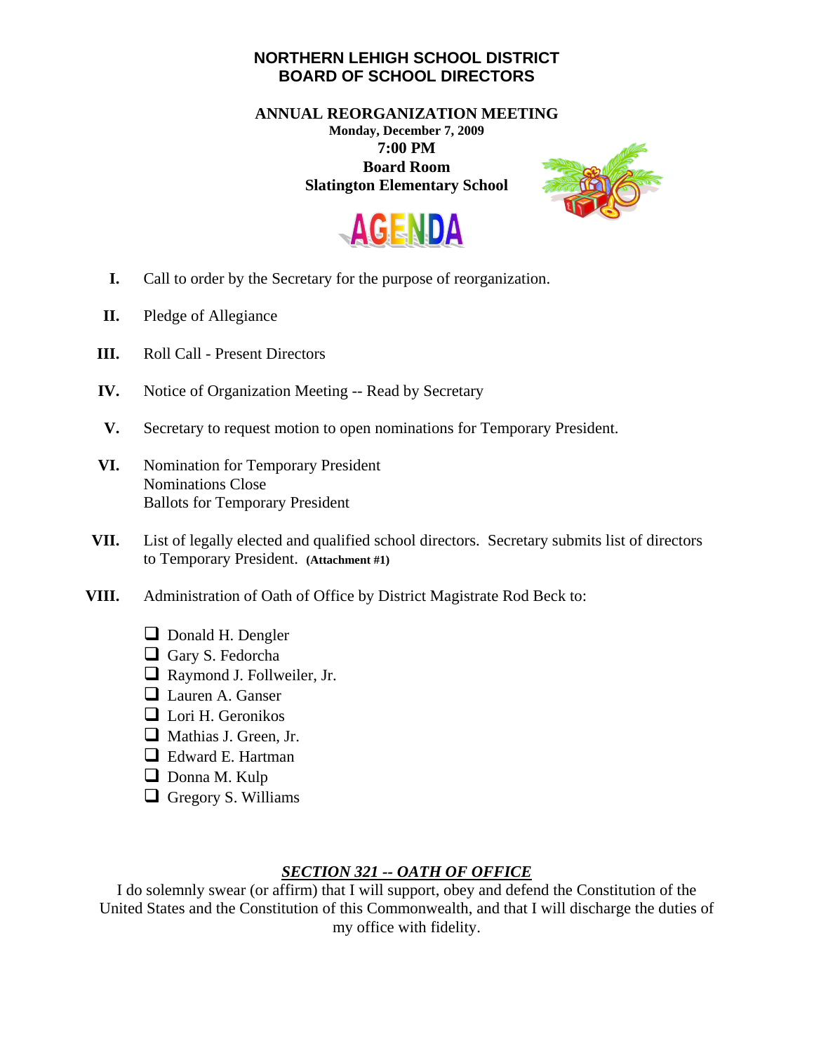# NORTHERN LEHIGH SCHOOL DISTRICT
# BOARD OF SCHOOL DIRECTORS

**ANNUAL REORGANIZATION MEETING**
**Monday, December 7, 2009**
**7:00 PM**
**Board Room**
**Slatington Elementary School**

## AGENDA

I. Call to order by the Secretary for the purpose of reorganization.

II. Pledge of Allegiance

III. Roll Call - Present Directors

IV. Notice of Organization Meeting -- Read by Secretary

V. Secretary to request motion to open nominations for Temporary President.

VI. Nomination for Temporary President
Nominations Close
Ballots for Temporary President

VII. List of legally elected and qualified school directors. Secretary submits list of directors to Temporary President. **(Attachment #1)**

VIII. Administration of Oath of Office by District Magistrate Rod Beck to:

- ❑ Donald H. Dengler
- ❑ Gary S. Fedorcha
- ❑ Raymond J. Follweiler, Jr.
- ❑ Lauren A. Ganser
- ❑ Lori H. Geronikos
- ❑ Mathias J. Green, Jr.
- ❑ Edward E. Hartman
- ❑ Donna M. Kulp
- ❑ Gregory S. Williams

***SECTION 321 -- OATH OF OFFICE***

I do solemnly swear (or affirm) that I will support, obey and defend the Constitution of the United States and the Constitution of this Commonwealth, and that I will discharge the duties of my office with fidelity.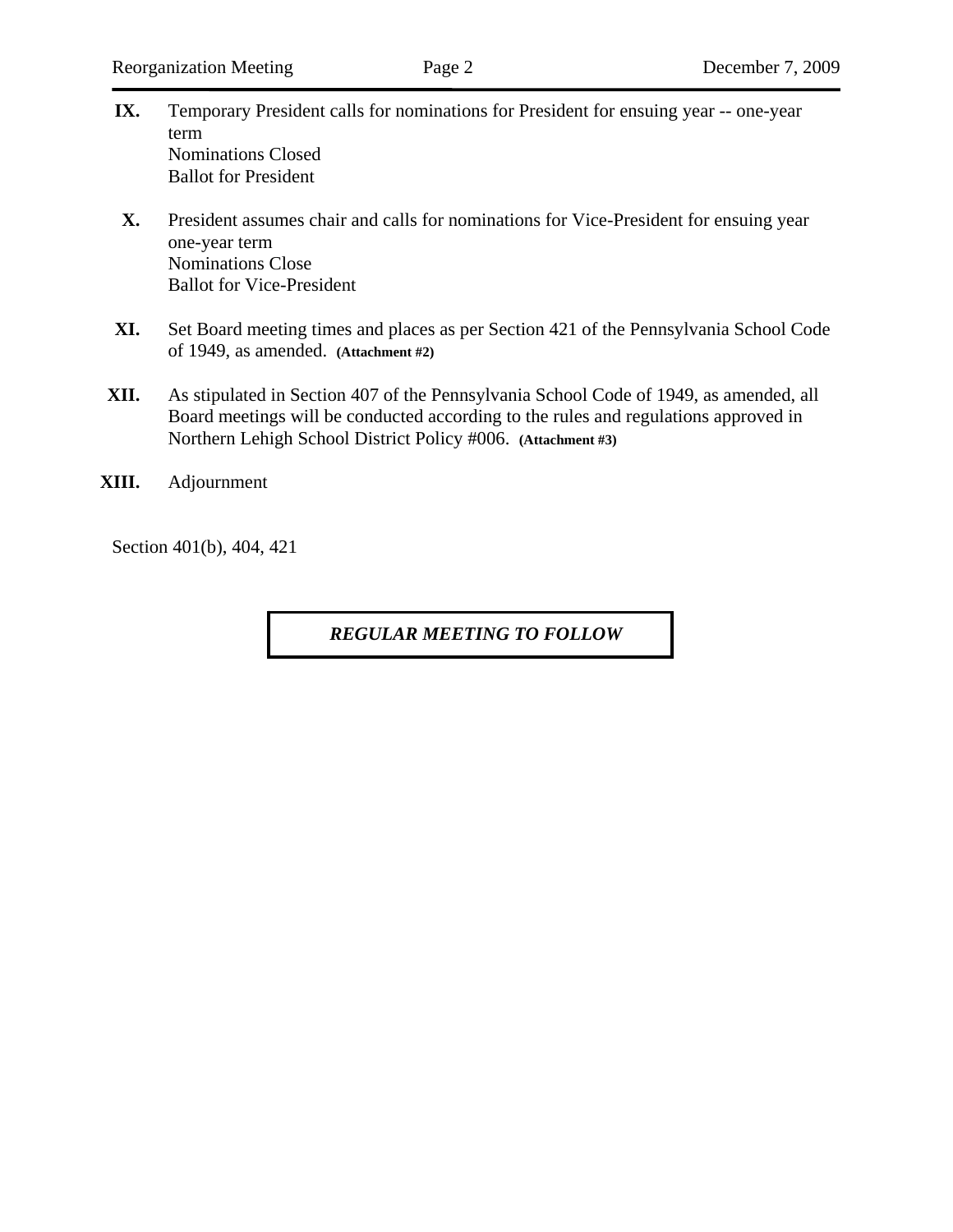**IX.** Temporary President calls for nominations for President for ensuing year -- one-year term
Nominations Closed
Ballot for President

**X.** President assumes chair and calls for nominations for Vice-President for ensuing year one-year term
Nominations Close
Ballot for Vice-President

**XI.** Set Board meeting times and places as per Section 421 of the Pennsylvania School Code of 1949, as amended. **(Attachment #2)**

**XII.** As stipulated in Section 407 of the Pennsylvania School Code of 1949, as amended, all Board meetings will be conducted according to the rules and regulations approved in Northern Lehigh School District Policy #006. **(Attachment #3)**

**XIII.** Adjournment

Section 401(b), 404, 421

***REGULAR MEETING TO FOLLOW***